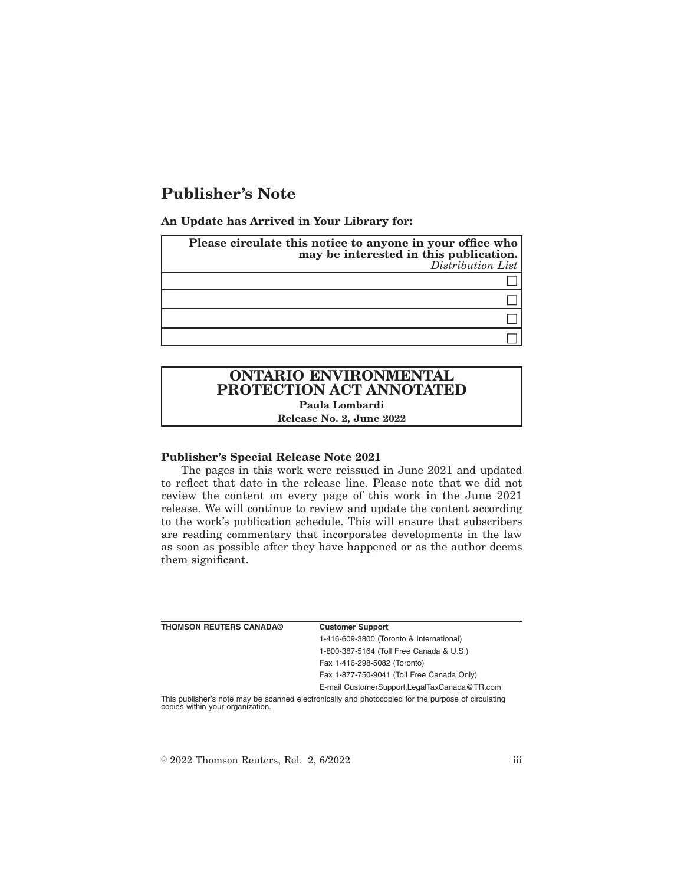# Publisher's Note

**An Update has Arrived in Your Library for:**

| **Please circulate this notice to anyone in your office who may be interested in this publication.** *Distribution List* |
|---|
| ☐ |
| ☐ |
| ☐ |
| ☐ |

## ONTARIO ENVIRONMENTAL PROTECTION ACT ANNOTATED

**Paula Lombardi**

**Release No. 2, June 2022**

**Publisher's Special Release Note 2021**

The pages in this work were reissued in June 2021 and updated to reflect that date in the release line. Please note that we did not review the content on every page of this work in the June 2021 release. We will continue to review and update the content according to the work's publication schedule. This will ensure that subscribers are reading commentary that incorporates developments in the law as soon as possible after they have happened or as the author deems them significant.

| **THOMSON REUTERS CANADA®** | **Customer Support** |
|---|---|
| | 1-416-609-3800 (Toronto & International) |
| | 1-800-387-5164 (Toll Free Canada & U.S.) |
| | Fax 1-416-298-5082 (Toronto) |
| | Fax 1-877-750-9041 (Toll Free Canada Only) |
| | E-mail CustomerSupport.LegalTaxCanada@TR.com |

This publisher's note may be scanned electronically and photocopied for the purpose of circulating copies within your organization.

© 2022 Thomson Reuters, Rel. 2, 6/2022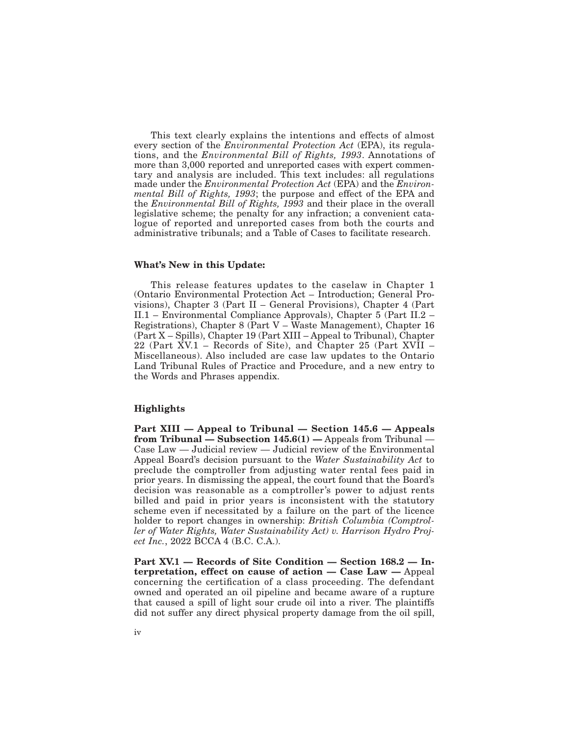This text clearly explains the intentions and effects of almost every section of the *Environmental Protection Act* (EPA), its regulations, and the *Environmental Bill of Rights, 1993*. Annotations of more than 3,000 reported and unreported cases with expert commentary and analysis are included. This text includes: all regulations made under the *Environmental Protection Act* (EPA) and the *Environmental Bill of Rights, 1993*; the purpose and effect of the EPA and the *Environmental Bill of Rights, 1993* and their place in the overall legislative scheme; the penalty for any infraction; a convenient catalogue of reported and unreported cases from both the courts and administrative tribunals; and a Table of Cases to facilitate research.

**What's New in this Update:**

This release features updates to the caselaw in Chapter 1 (Ontario Environmental Protection Act – Introduction; General Provisions), Chapter 3 (Part II – General Provisions), Chapter 4 (Part II.1 – Environmental Compliance Approvals), Chapter 5 (Part II.2 – Registrations), Chapter 8 (Part V – Waste Management), Chapter 16 (Part X – Spills), Chapter 19 (Part XIII – Appeal to Tribunal), Chapter 22 (Part XV.1 – Records of Site), and Chapter 25 (Part XVII – Miscellaneous). Also included are case law updates to the Ontario Land Tribunal Rules of Practice and Procedure, and a new entry to the Words and Phrases appendix.

**Highlights**

**Part XIII — Appeal to Tribunal — Section 145.6 — Appeals from Tribunal — Subsection 145.6(1) —** Appeals from Tribunal — Case Law — Judicial review — Judicial review of the Environmental Appeal Board's decision pursuant to the *Water Sustainability Act* to preclude the comptroller from adjusting water rental fees paid in prior years. In dismissing the appeal, the court found that the Board's decision was reasonable as a comptroller's power to adjust rents billed and paid in prior years is inconsistent with the statutory scheme even if necessitated by a failure on the part of the licence holder to report changes in ownership: *British Columbia (Comptroller of Water Rights, Water Sustainability Act) v. Harrison Hydro Project Inc.*, 2022 BCCA 4 (B.C. C.A.).

**Part XV.1 — Records of Site Condition — Section 168.2 — Interpretation, effect on cause of action — Case Law —** Appeal concerning the certification of a class proceeding. The defendant owned and operated an oil pipeline and became aware of a rupture that caused a spill of light sour crude oil into a river. The plaintiffs did not suffer any direct physical property damage from the oil spill,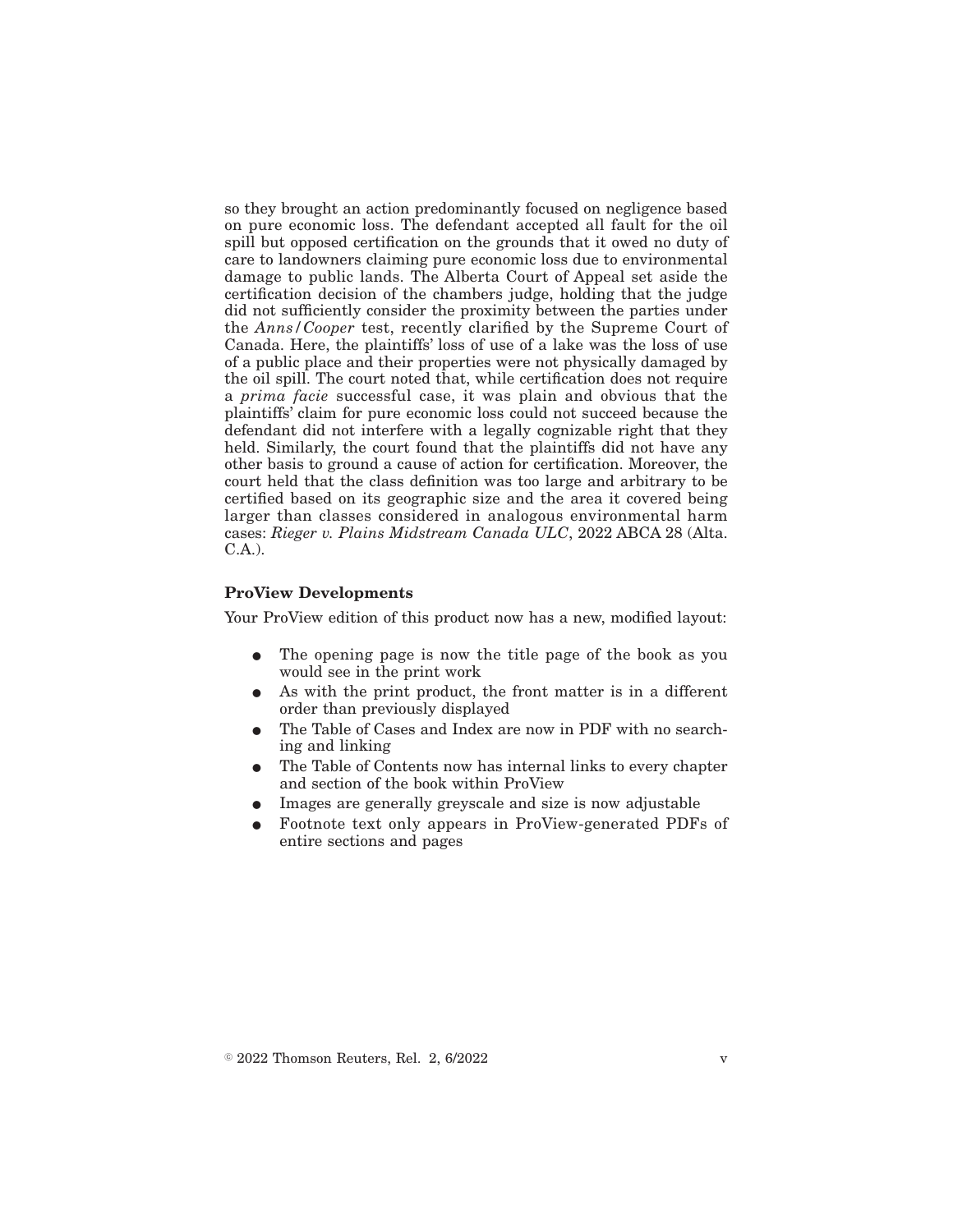so they brought an action predominantly focused on negligence based on pure economic loss. The defendant accepted all fault for the oil spill but opposed certification on the grounds that it owed no duty of care to landowners claiming pure economic loss due to environmental damage to public lands. The Alberta Court of Appeal set aside the certification decision of the chambers judge, holding that the judge did not sufficiently consider the proximity between the parties under the *Anns/Cooper* test, recently clarified by the Supreme Court of Canada. Here, the plaintiffs' loss of use of a lake was the loss of use of a public place and their properties were not physically damaged by the oil spill. The court noted that, while certification does not require a *prima facie* successful case, it was plain and obvious that the plaintiffs' claim for pure economic loss could not succeed because the defendant did not interfere with a legally cognizable right that they held. Similarly, the court found that the plaintiffs did not have any other basis to ground a cause of action for certification. Moreover, the court held that the class definition was too large and arbitrary to be certified based on its geographic size and the area it covered being larger than classes considered in analogous environmental harm cases: *Rieger v. Plains Midstream Canada ULC*, 2022 ABCA 28 (Alta. C.A.).

**ProView Developments**

Your ProView edition of this product now has a new, modified layout:

- The opening page is now the title page of the book as you would see in the print work
- As with the print product, the front matter is in a different order than previously displayed
- The Table of Cases and Index are now in PDF with no searching and linking
- The Table of Contents now has internal links to every chapter and section of the book within ProView
- Images are generally greyscale and size is now adjustable
- Footnote text only appears in ProView-generated PDFs of entire sections and pages